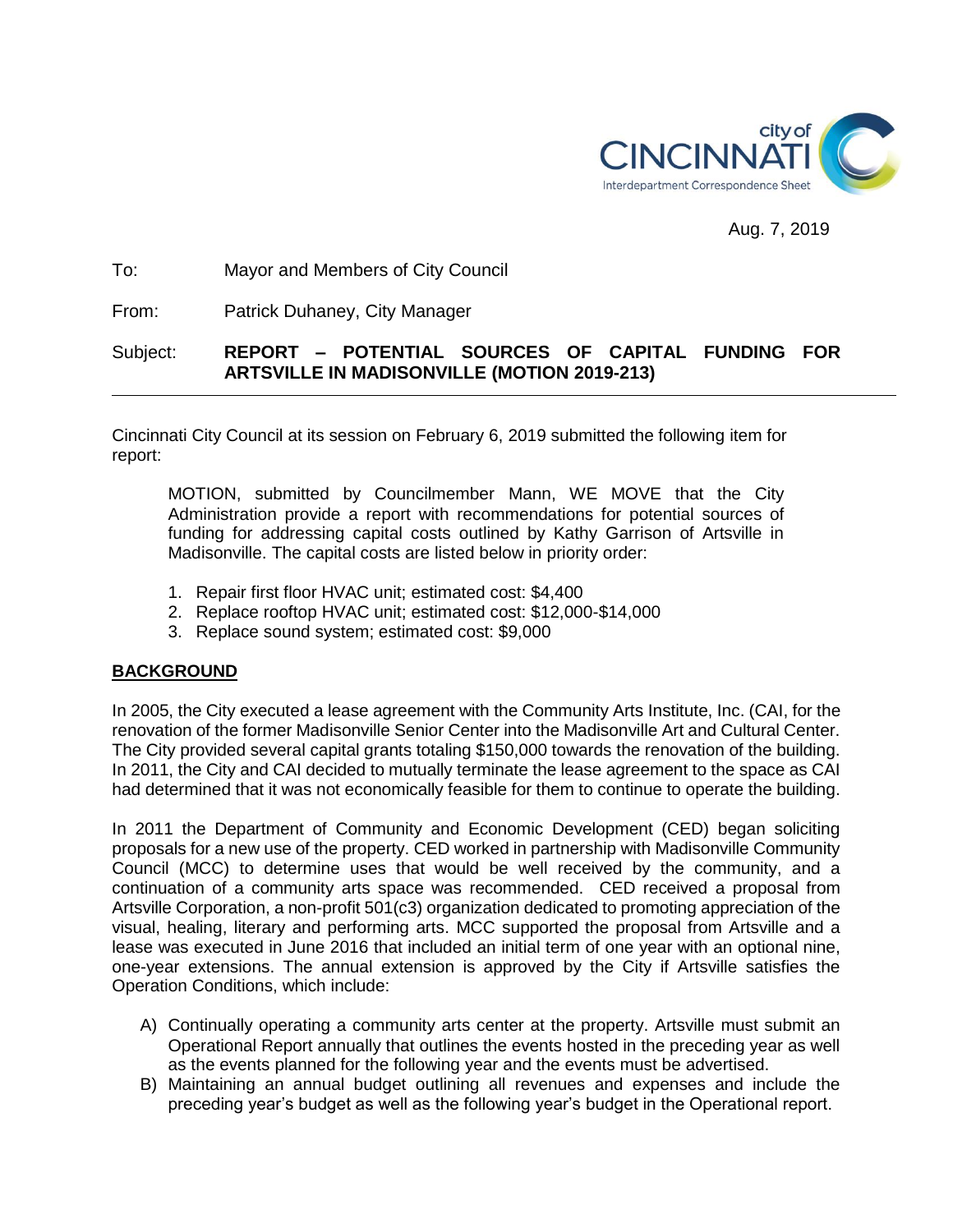city of CINCINNATI
Interdepartment Correspondence Sheet

Aug. 7, 2019

To: Mayor and Members of City Council

From: Patrick Duhaney, City Manager

Subject: **REPORT – POTENTIAL SOURCES OF CAPITAL FUNDING FOR ARTSVILLE IN MADISONVILLE (MOTION 2019-213)**

---

Cincinnati City Council at its session on February 6, 2019 submitted the following item for report:

> MOTION, submitted by Councilmember Mann, WE MOVE that the City Administration provide a report with recommendations for potential sources of funding for addressing capital costs outlined by Kathy Garrison of Artsville in Madisonville. The capital costs are listed below in priority order:
>
> 1. Repair first floor HVAC unit; estimated cost: $4,400
> 2. Replace rooftop HVAC unit; estimated cost: $12,000-$14,000
> 3. Replace sound system; estimated cost: $9,000

## BACKGROUND

In 2005, the City executed a lease agreement with the Community Arts Institute, Inc. (CAI, for the renovation of the former Madisonville Senior Center into the Madisonville Art and Cultural Center. The City provided several capital grants totaling $150,000 towards the renovation of the building. In 2011, the City and CAI decided to mutually terminate the lease agreement to the space as CAI had determined that it was not economically feasible for them to continue to operate the building.

In 2011 the Department of Community and Economic Development (CED) began soliciting proposals for a new use of the property. CED worked in partnership with Madisonville Community Council (MCC) to determine uses that would be well received by the community, and a continuation of a community arts space was recommended. CED received a proposal from Artsville Corporation, a non-profit 501(c3) organization dedicated to promoting appreciation of the visual, healing, literary and performing arts. MCC supported the proposal from Artsville and a lease was executed in June 2016 that included an initial term of one year with an optional nine, one-year extensions. The annual extension is approved by the City if Artsville satisfies the Operation Conditions, which include:

A) Continually operating a community arts center at the property. Artsville must submit an Operational Report annually that outlines the events hosted in the preceding year as well as the events planned for the following year and the events must be advertised.

B) Maintaining an annual budget outlining all revenues and expenses and include the preceding year's budget as well as the following year's budget in the Operational report.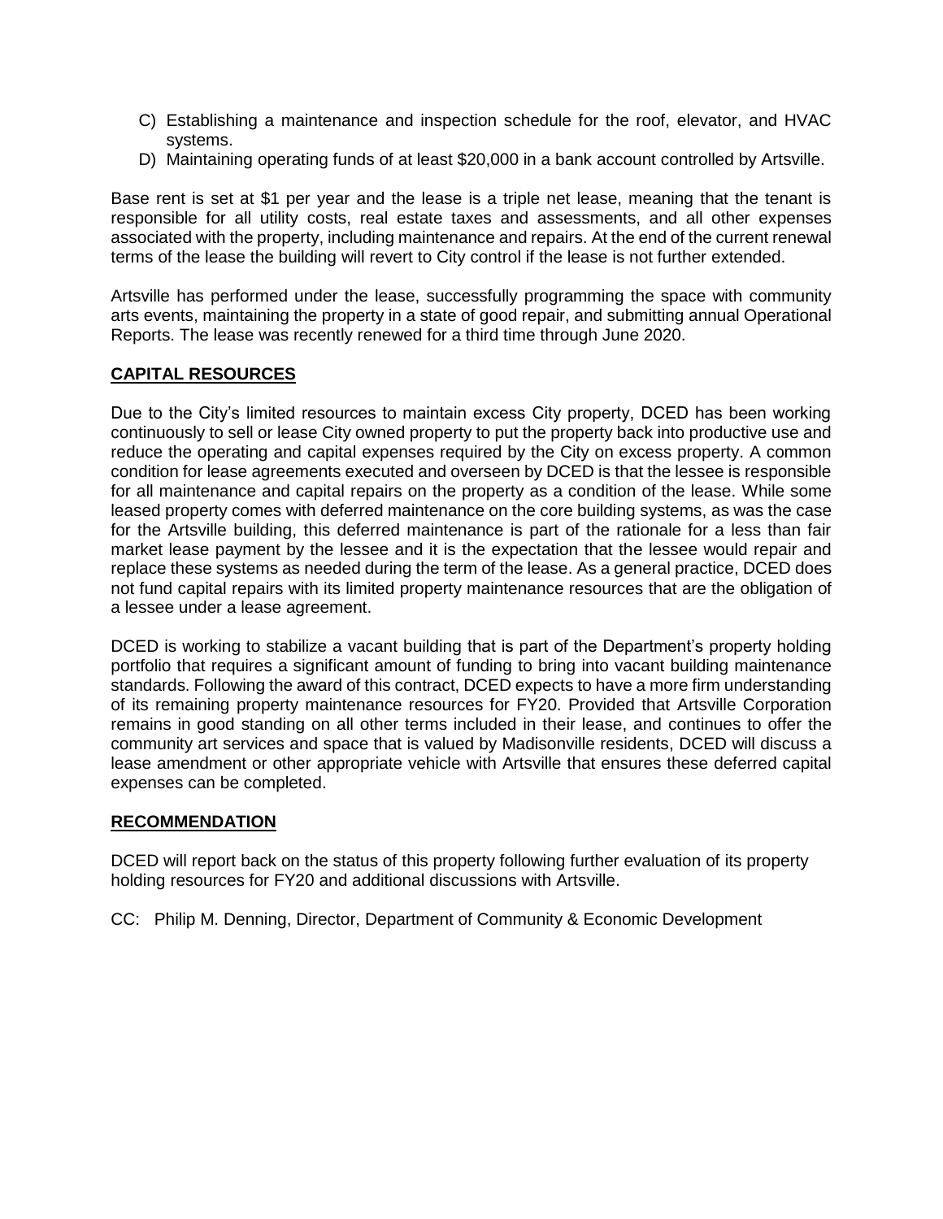C) Establishing a maintenance and inspection schedule for the roof, elevator, and HVAC systems.
D) Maintaining operating funds of at least $20,000 in a bank account controlled by Artsville.

Base rent is set at $1 per year and the lease is a triple net lease, meaning that the tenant is responsible for all utility costs, real estate taxes and assessments, and all other expenses associated with the property, including maintenance and repairs. At the end of the current renewal terms of the lease the building will revert to City control if the lease is not further extended.

Artsville has performed under the lease, successfully programming the space with community arts events, maintaining the property in a state of good repair, and submitting annual Operational Reports. The lease was recently renewed for a third time through June 2020.

**CAPITAL RESOURCES**

Due to the City's limited resources to maintain excess City property, DCED has been working continuously to sell or lease City owned property to put the property back into productive use and reduce the operating and capital expenses required by the City on excess property. A common condition for lease agreements executed and overseen by DCED is that the lessee is responsible for all maintenance and capital repairs on the property as a condition of the lease. While some leased property comes with deferred maintenance on the core building systems, as was the case for the Artsville building, this deferred maintenance is part of the rationale for a less than fair market lease payment by the lessee and it is the expectation that the lessee would repair and replace these systems as needed during the term of the lease. As a general practice, DCED does not fund capital repairs with its limited property maintenance resources that are the obligation of a lessee under a lease agreement.

DCED is working to stabilize a vacant building that is part of the Department's property holding portfolio that requires a significant amount of funding to bring into vacant building maintenance standards. Following the award of this contract, DCED expects to have a more firm understanding of its remaining property maintenance resources for FY20. Provided that Artsville Corporation remains in good standing on all other terms included in their lease, and continues to offer the community art services and space that is valued by Madisonville residents, DCED will discuss a lease amendment or other appropriate vehicle with Artsville that ensures these deferred capital expenses can be completed.

**RECOMMENDATION**

DCED will report back on the status of this property following further evaluation of its property holding resources for FY20 and additional discussions with Artsville.

CC: Philip M. Denning, Director, Department of Community & Economic Development